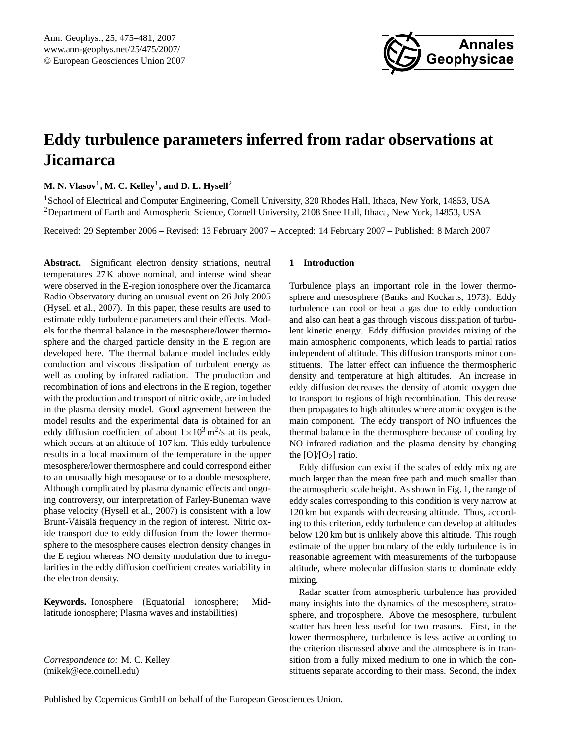# Eddy turbulence parameters inferred from radar observations at Jicamarca

**M. N. Vlasov[1], M. C. Kelley[1], and D. L. Hysell[2]**

[1]School of Electrical and Computer Engineering, Cornell University, 320 Rhodes Hall, Ithaca, New York, 14853, USA
[2]Department of Earth and Atmospheric Science, Cornell University, 2108 Snee Hall, Ithaca, New York, 14853, USA

Received: 29 September 2006 – Revised: 13 February 2007 – Accepted: 14 February 2007 – Published: 8 March 2007

**Abstract.** Significant electron density striations, neutral temperatures 27 K above nominal, and intense wind shear were observed in the E-region ionosphere over the Jicamarca Radio Observatory during an unusual event on 26 July 2005 (Hysell et al., 2007). In this paper, these results are used to estimate eddy turbulence parameters and their effects. Models for the thermal balance in the mesosphere/lower thermosphere and the charged particle density in the E region are developed here. The thermal balance model includes eddy conduction and viscous dissipation of turbulent energy as well as cooling by infrared radiation. The production and recombination of ions and electrons in the E region, together with the production and transport of nitric oxide, are included in the plasma density model. Good agreement between the model results and the experimental data is obtained for an eddy diffusion coefficient of about $1\times10^3$ m$^2$/s at its peak, which occurs at an altitude of 107 km. This eddy turbulence results in a local maximum of the temperature in the upper mesosphere/lower thermosphere and could correspond either to an unusually high mesopause or to a double mesosphere. Although complicated by plasma dynamic effects and ongoing controversy, our interpretation of Farley-Buneman wave phase velocity (Hysell et al., 2007) is consistent with a low Brunt-Väisälä frequency in the region of interest. Nitric oxide transport due to eddy diffusion from the lower thermosphere to the mesosphere causes electron density changes in the E region whereas NO density modulation due to irregularities in the eddy diffusion coefficient creates variability in the electron density.

**Keywords.** Ionosphere (Equatorial ionosphere; Midlatitude ionosphere; Plasma waves and instabilities)

*Correspondence to:* M. C. Kelley
(mikek@ece.cornell.edu)

## 1 Introduction

Turbulence plays an important role in the lower thermosphere and mesosphere (Banks and Kockarts, 1973). Eddy turbulence can cool or heat a gas due to eddy conduction and also can heat a gas through viscous dissipation of turbulent kinetic energy. Eddy diffusion provides mixing of the main atmospheric components, which leads to partial ratios independent of altitude. This diffusion transports minor constituents. The latter effect can influence the thermospheric density and temperature at high altitudes. An increase in eddy diffusion decreases the density of atomic oxygen due to transport to regions of high recombination. This decrease then propagates to high altitudes where atomic oxygen is the main component. The eddy transport of NO influences the thermal balance in the thermosphere because of cooling by NO infrared radiation and the plasma density by changing the $[O]/[O_2]$ ratio.

Eddy diffusion can exist if the scales of eddy mixing are much larger than the mean free path and much smaller than the atmospheric scale height. As shown in Fig. 1, the range of eddy scales corresponding to this condition is very narrow at 120 km but expands with decreasing altitude. Thus, according to this criterion, eddy turbulence can develop at altitudes below 120 km but is unlikely above this altitude. This rough estimate of the upper boundary of the eddy turbulence is in reasonable agreement with measurements of the turbopause altitude, where molecular diffusion starts to dominate eddy mixing.

Radar scatter from atmospheric turbulence has provided many insights into the dynamics of the mesosphere, stratosphere, and troposphere. Above the mesosphere, turbulent scatter has been less useful for two reasons. First, in the lower thermosphere, turbulence is less active according to the criterion discussed above and the atmosphere is in transition from a fully mixed medium to one in which the constituents separate according to their mass. Second, the index

Published by Copernicus GmbH on behalf of the European Geosciences Union.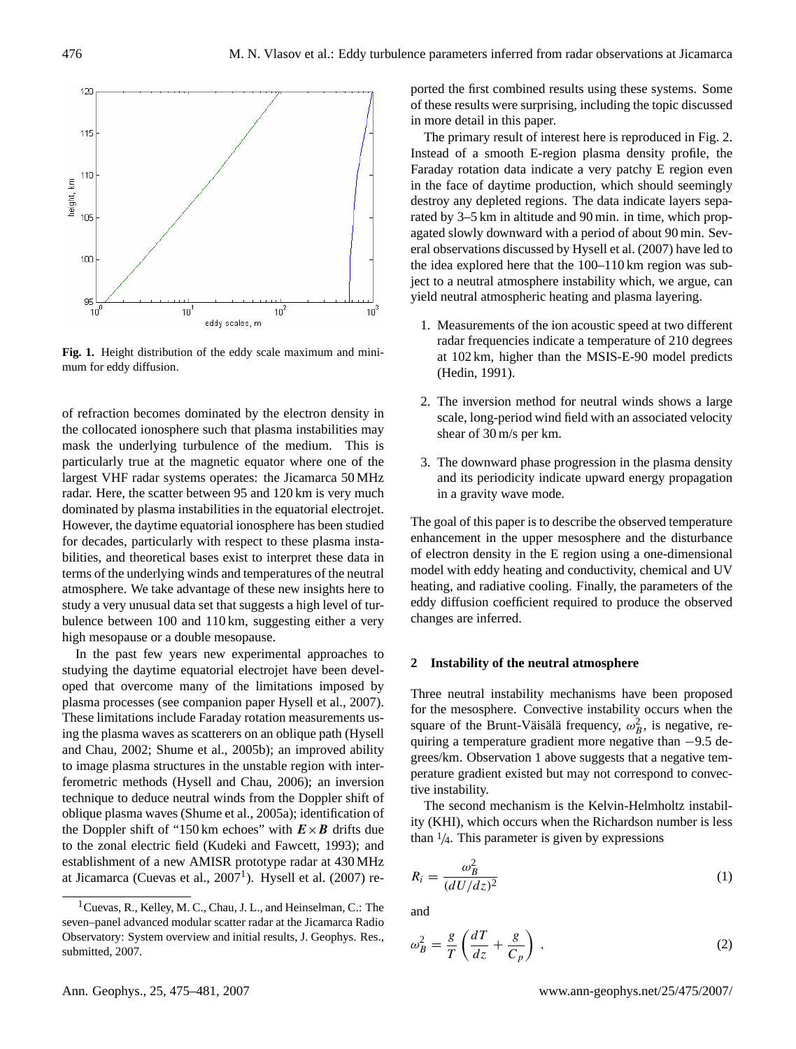**Fig. 1.** Height distribution of the eddy scale maximum and minimum for eddy diffusion.

of refraction becomes dominated by the electron density in the collocated ionosphere such that plasma instabilities may mask the underlying turbulence of the medium. This is particularly true at the magnetic equator where one of the largest VHF radar systems operates: the Jicamarca 50 MHz radar. Here, the scatter between 95 and 120 km is very much dominated by plasma instabilities in the equatorial electrojet. However, the daytime equatorial ionosphere has been studied for decades, particularly with respect to these plasma instabilities, and theoretical bases exist to interpret these data in terms of the underlying winds and temperatures of the neutral atmosphere. We take advantage of these new insights here to study a very unusual data set that suggests a high level of turbulence between 100 and 110 km, suggesting either a very high mesopause or a double mesopause.

In the past few years new experimental approaches to studying the daytime equatorial electrojet have been developed that overcome many of the limitations imposed by plasma processes (see companion paper Hysell et al., 2007). These limitations include Faraday rotation measurements using the plasma waves as scatterers on an oblique path (Hysell and Chau, 2002; Shume et al., 2005b); an improved ability to image plasma structures in the unstable region with interferometric methods (Hysell and Chau, 2006); an inversion technique to deduce neutral winds from the Doppler shift of oblique plasma waves (Shume et al., 2005a); identification of the Doppler shift of "150 km echoes" with $\boldsymbol{E}\times\boldsymbol{B}$ drifts due to the zonal electric field (Kudeki and Fawcett, 1993); and establishment of a new AMISR prototype radar at 430 MHz at Jicamarca (Cuevas et al., 2007[1]). Hysell et al. (2007) reported the first combined results using these systems. Some of these results were surprising, including the topic discussed in more detail in this paper.

The primary result of interest here is reproduced in Fig. 2. Instead of a smooth E-region plasma density profile, the Faraday rotation data indicate a very patchy E region even in the face of daytime production, which should seemingly destroy any depleted regions. The data indicate layers separated by 3–5 km in altitude and 90 min. in time, which propagated slowly downward with a period of about 90 min. Several observations discussed by Hysell et al. (2007) have led to the idea explored here that the 100–110 km region was subject to a neutral atmosphere instability which, we argue, can yield neutral atmospheric heating and plasma layering.

1. Measurements of the ion acoustic speed at two different radar frequencies indicate a temperature of 210 degrees at 102 km, higher than the MSIS-E-90 model predicts (Hedin, 1991).

2. The inversion method for neutral winds shows a large scale, long-period wind field with an associated velocity shear of 30 m/s per km.

3. The downward phase progression in the plasma density and its periodicity indicate upward energy propagation in a gravity wave mode.

The goal of this paper is to describe the observed temperature enhancement in the upper mesosphere and the disturbance of electron density in the E region using a one-dimensional model with eddy heating and conductivity, chemical and UV heating, and radiative cooling. Finally, the parameters of the eddy diffusion coefficient required to produce the observed changes are inferred.

## 2 Instability of the neutral atmosphere

Three neutral instability mechanisms have been proposed for the mesosphere. Convective instability occurs when the square of the Brunt-Väisälä frequency, $\omega_B^2$, is negative, requiring a temperature gradient more negative than −9.5 degrees/km. Observation 1 above suggests that a negative temperature gradient existed but may not correspond to convective instability.

The second mechanism is the Kelvin-Helmholtz instability (KHI), which occurs when the Richardson number is less than 1/4. This parameter is given by expressions

$$R_i = \frac{\omega_B^2}{(dU/dz)^2} \tag{1}$$

and

$$\omega_B^2 = \frac{g}{T}\left(\frac{dT}{dz} + \frac{g}{C_p}\right) , \tag{2}$$

[1] Cuevas, R., Kelley, M. C., Chau, J. L., and Heinselman, C.: The seven–panel advanced modular scatter radar at the Jicamarca Radio Observatory: System overview and initial results, J. Geophys. Res., submitted, 2007.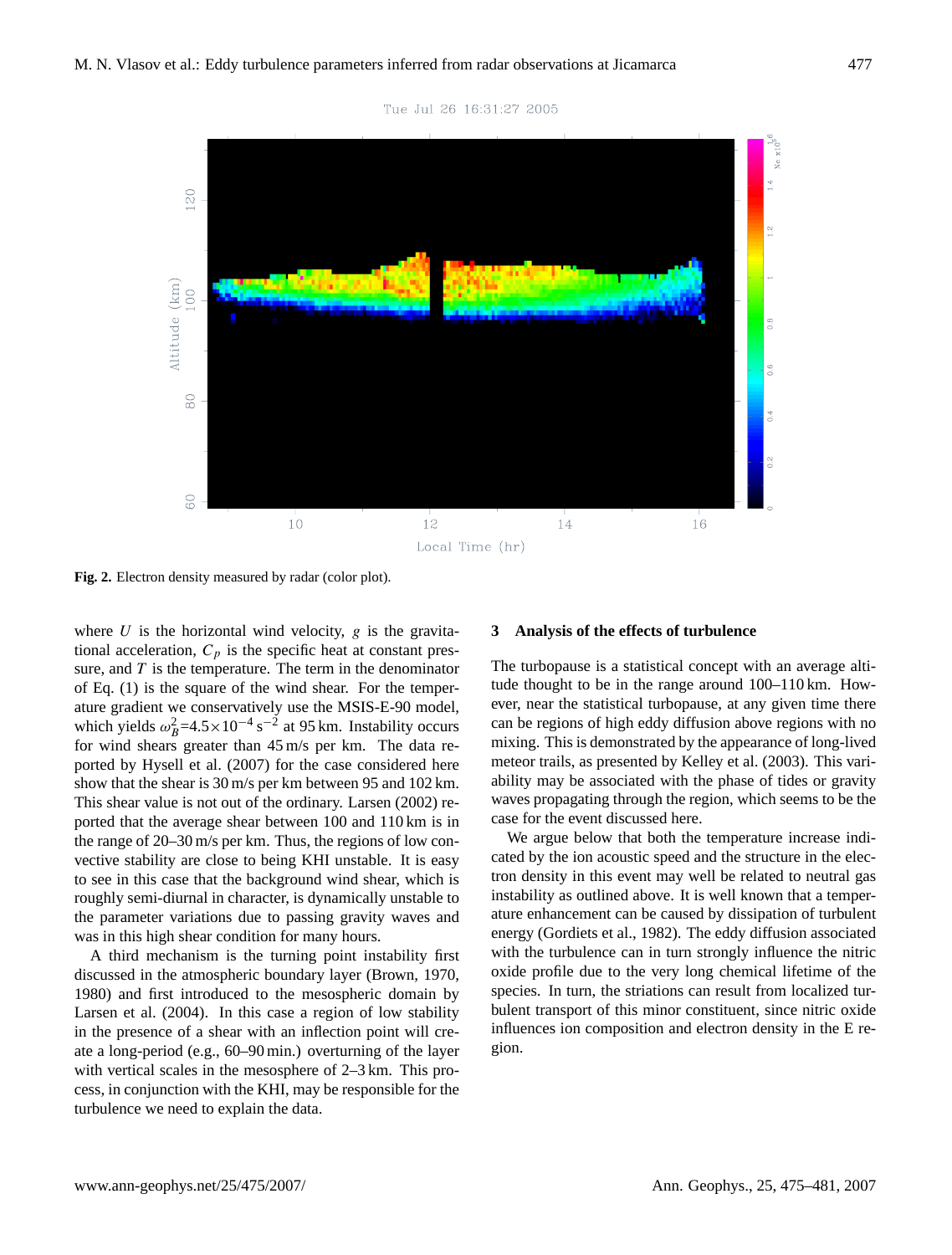Fig. 2. Electron density measured by radar (color plot).

where $U$ is the horizontal wind velocity, $g$ is the gravitational acceleration, $C_p$ is the specific heat at constant pressure, and $T$ is the temperature. The term in the denominator of Eq. (1) is the square of the wind shear. For the temperature gradient we conservatively use the MSIS-E-90 model, which yields $\omega_B^2=4.5\times10^{-4}\,\mathrm{s}^{-2}$ at 95 km. Instability occurs for wind shears greater than 45 m/s per km. The data reported by Hysell et al. (2007) for the case considered here show that the shear is 30 m/s per km between 95 and 102 km. This shear value is not out of the ordinary. Larsen (2002) reported that the average shear between 100 and 110 km is in the range of 20–30 m/s per km. Thus, the regions of low convective stability are close to being KHI unstable. It is easy to see in this case that the background wind shear, which is roughly semi-diurnal in character, is dynamically unstable to the parameter variations due to passing gravity waves and was in this high shear condition for many hours.

A third mechanism is the turning point instability first discussed in the atmospheric boundary layer (Brown, 1970, 1980) and first introduced to the mesospheric domain by Larsen et al. (2004). In this case a region of low stability in the presence of a shear with an inflection point will create a long-period (e.g., 60–90 min.) overturning of the layer with vertical scales in the mesosphere of 2–3 km. This process, in conjunction with the KHI, may be responsible for the turbulence we need to explain the data.

## 3 Analysis of the effects of turbulence

The turbopause is a statistical concept with an average altitude thought to be in the range around 100–110 km. However, near the statistical turbopause, at any given time there can be regions of high eddy diffusion above regions with no mixing. This is demonstrated by the appearance of long-lived meteor trails, as presented by Kelley et al. (2003). This variability may be associated with the phase of tides or gravity waves propagating through the region, which seems to be the case for the event discussed here.

We argue below that both the temperature increase indicated by the ion acoustic speed and the structure in the electron density in this event may well be related to neutral gas instability as outlined above. It is well known that a temperature enhancement can be caused by dissipation of turbulent energy (Gordiets et al., 1982). The eddy diffusion associated with the turbulence can in turn strongly influence the nitric oxide profile due to the very long chemical lifetime of the species. In turn, the striations can result from localized turbulent transport of this minor constituent, since nitric oxide influences ion composition and electron density in the E region.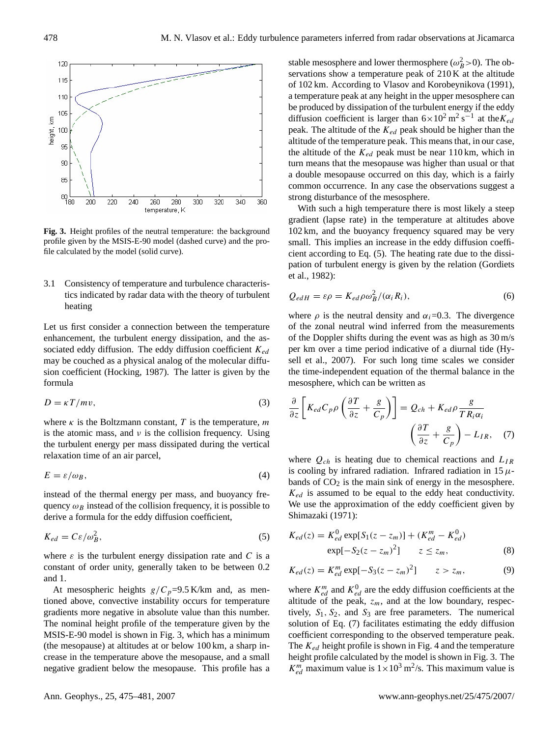**Fig. 3.** Height profiles of the neutral temperature: the background profile given by the MSIS-E-90 model (dashed curve) and the profile calculated by the model (solid curve).

### 3.1 Consistency of temperature and turbulence characteristics indicated by radar data with the theory of turbulent heating

Let us first consider a connection between the temperature enhancement, the turbulent energy dissipation, and the associated eddy diffusion. The eddy diffusion coefficient $K_{ed}$ may be couched as a physical analog of the molecular diffusion coefficient (Hocking, 1987). The latter is given by the formula

$$D = \kappa T/m\upsilon, \tag{3}$$

where $\kappa$ is the Boltzmann constant, $T$ is the temperature, $m$ is the atomic mass, and $\nu$ is the collision frequency. Using the turbulent energy per mass dissipated during the vertical relaxation time of an air parcel,

$$E = \varepsilon/\omega_B, \tag{4}$$

instead of the thermal energy per mass, and buoyancy frequency $\omega_B$ instead of the collision frequency, it is possible to derive a formula for the eddy diffusion coefficient,

$$K_{ed} = C\varepsilon/\omega_B^2, \tag{5}$$

where $\varepsilon$ is the turbulent energy dissipation rate and $C$ is a constant of order unity, generally taken to be between 0.2 and 1.

At mesospheric heights $g/C_p$=9.5 K/km and, as mentioned above, convective instability occurs for temperature gradients more negative in absolute value than this number. The nominal height profile of the temperature given by the MSIS-E-90 model is shown in Fig. 3, which has a minimum (the mesopause) at altitudes at or below 100 km, a sharp increase in the temperature above the mesopause, and a small negative gradient below the mesopause. This profile has a stable mesosphere and lower thermosphere ($\omega_B^2>0$). The observations show a temperature peak of 210 K at the altitude of 102 km. According to Vlasov and Korobeynikova (1991), a temperature peak at any height in the upper mesosphere can be produced by dissipation of the turbulent energy if the eddy diffusion coefficient is larger than $6\times10^2\,\mathrm{m^2\,s^{-1}}$ at the $K_{ed}$ peak. The altitude of the $K_{ed}$ peak should be higher than the altitude of the temperature peak. This means that, in our case, the altitude of the $K_{ed}$ peak must be near 110 km, which in turn means that the mesopause was higher than usual or that a double mesopause occurred on this day, which is a fairly common occurrence. In any case the observations suggest a strong disturbance of the mesosphere.

With such a high temperature there is most likely a steep gradient (lapse rate) in the temperature at altitudes above 102 km, and the buoyancy frequency squared may be very small. This implies an increase in the eddy diffusion coefficient according to Eq. (5). The heating rate due to the dissipation of turbulent energy is given by the relation (Gordiets et al., 1982):

$$Q_{edH} = \varepsilon\rho = K_{ed}\rho\omega_B^2/(\alpha_i R_i), \tag{6}$$

where $\rho$ is the neutral density and $\alpha_i$=0.3. The divergence of the zonal neutral wind inferred from the measurements of the Doppler shifts during the event was as high as 30 m/s per km over a time period indicative of a diurnal tide (Hysell et al., 2007). For such long time scales we consider the time-independent equation of the thermal balance in the mesosphere, which can be written as

$$\frac{\partial}{\partial z}\left[K_{ed}C_p\rho\left(\frac{\partial T}{\partial z}+\frac{g}{C_p}\right)\right] = Q_{ch} + K_{ed}\rho\frac{g}{TR_i\alpha_i}\left(\frac{\partial T}{\partial z}+\frac{g}{C_p}\right) - L_{IR}, \tag{7}$$

where $Q_{ch}$ is heating due to chemical reactions and $L_{IR}$ is cooling by infrared radiation. Infrared radiation in 15 $\mu$-bands of $CO_2$ is the main sink of energy in the mesosphere. $K_{ed}$ is assumed to be equal to the eddy heat conductivity. We use the approximation of the eddy coefficient given by Shimazaki (1971):

$$K_{ed}(z) = K_{ed}^0\exp[S_1(z-z_m)] + (K_{ed}^m - K_{ed}^0)\exp[-S_2(z-z_m)^2] \qquad z \le z_m, \tag{8}$$

$$K_{ed}(z) = K_{ed}^m\exp[-S_3(z-z_m)^2] \qquad z > z_m, \tag{9}$$

where $K_{ed}^m$ and $K_{ed}^0$ are the eddy diffusion coefficients at the altitude of the peak, $z_m$, and at the low boundary, respectively, $S_1$, $S_2$, and $S_3$ are free parameters. The numerical solution of Eq. (7) facilitates estimating the eddy diffusion coefficient corresponding to the observed temperature peak. The $K_{ed}$ height profile is shown in Fig. 4 and the temperature height profile calculated by the model is shown in Fig. 3. The $K_{ed}^m$ maximum value is $1\times10^3\,\mathrm{m^2/s}$. This maximum value is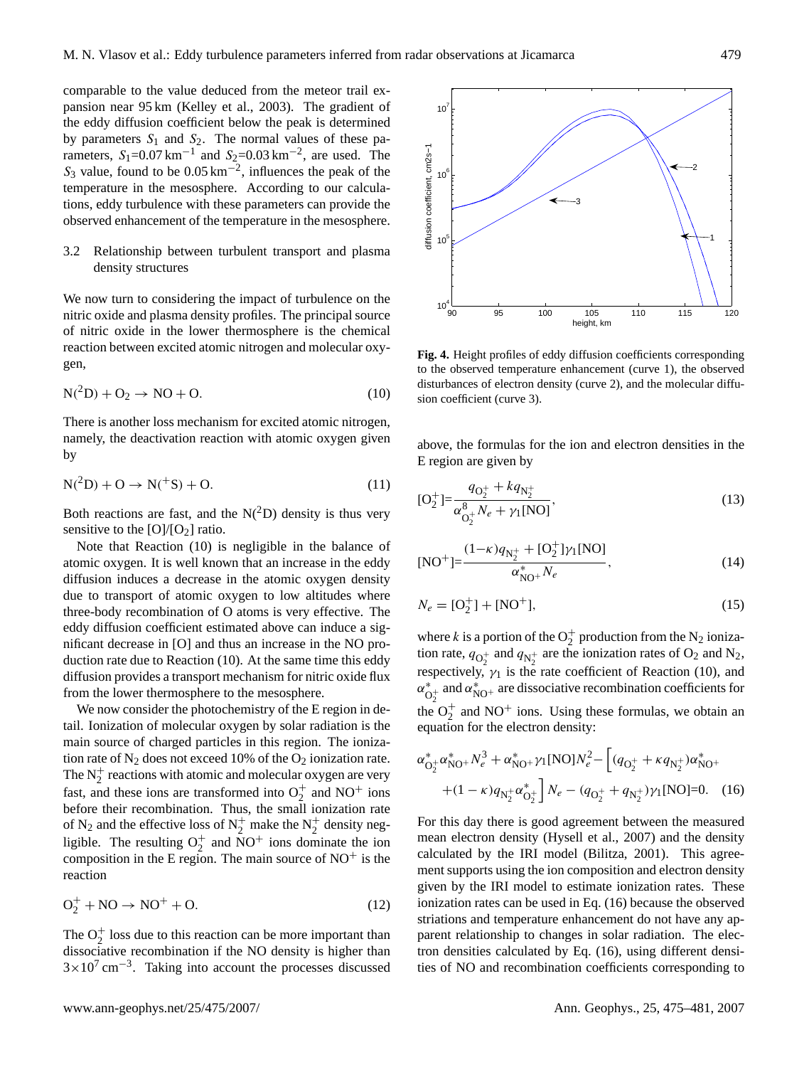comparable to the value deduced from the meteor trail expansion near 95 km (Kelley et al., 2003). The gradient of the eddy diffusion coefficient below the peak is determined by parameters $S_1$ and $S_2$. The normal values of these parameters, $S_1$=0.07 km$^{-1}$ and $S_2$=0.03 km$^{-2}$, are used. The $S_3$ value, found to be 0.05 km$^{-2}$, influences the peak of the temperature in the mesosphere. According to our calculations, eddy turbulence with these parameters can provide the observed enhancement of the temperature in the mesosphere.

### 3.2 Relationship between turbulent transport and plasma density structures

We now turn to considering the impact of turbulence on the nitric oxide and plasma density profiles. The principal source of nitric oxide in the lower thermosphere is the chemical reaction between excited atomic nitrogen and molecular oxygen,

$$\mathrm{N}(^2\mathrm{D}) + \mathrm{O}_2 \rightarrow \mathrm{NO} + \mathrm{O}. \tag{10}$$

There is another loss mechanism for excited atomic nitrogen, namely, the deactivation reaction with atomic oxygen given by

$$\mathrm{N}(^2\mathrm{D}) + \mathrm{O} \rightarrow \mathrm{N}(^+\mathrm{S}) + \mathrm{O}. \tag{11}$$

Both reactions are fast, and the N($^2$D) density is thus very sensitive to the [O]/[$O_2$] ratio.

Note that Reaction (10) is negligible in the balance of atomic oxygen. It is well known that an increase in the eddy diffusion induces a decrease in the atomic oxygen density due to transport of atomic oxygen to low altitudes where three-body recombination of O atoms is very effective. The eddy diffusion coefficient estimated above can induce a significant decrease in [O] and thus an increase in the NO production rate due to Reaction (10). At the same time this eddy diffusion provides a transport mechanism for nitric oxide flux from the lower thermosphere to the mesosphere.

We now consider the photochemistry of the E region in detail. Ionization of molecular oxygen by solar radiation is the main source of charged particles in this region. The ionization rate of $N_2$ does not exceed 10% of the $O_2$ ionization rate. The $N_2^+$ reactions with atomic and molecular oxygen are very fast, and these ions are transformed into $O_2^+$ and $NO^+$ ions before their recombination. Thus, the small ionization rate of $N_2$ and the effective loss of $N_2^+$ make the $N_2^+$ density negligible. The resulting $O_2^+$ and $NO^+$ ions dominate the ion composition in the E region. The main source of $NO^+$ is the reaction

$$\mathrm{O}_2^+ + \mathrm{NO} \rightarrow \mathrm{NO}^+ + \mathrm{O}. \tag{12}$$

The $O_2^+$ loss due to this reaction can be more important than dissociative recombination if the NO density is higher than $3\times10^7$ cm$^{-3}$. Taking into account the processes discussed above, the formulas for the ion and electron densities in the E region are given by

$$[\mathrm{O}_2^+] = \frac{q_{\mathrm{O}_2^+} + k q_{\mathrm{N}_2^+}}{\alpha^8_{\mathrm{O}_2^+} N_e + \gamma_1[\mathrm{NO}]}, \tag{13}$$

$$[\mathrm{NO}^+] = \frac{(1-\kappa) q_{\mathrm{N}_2^+} + [\mathrm{O}_2^+]\gamma_1[\mathrm{NO}]}{\alpha^*_{\mathrm{NO}^+} N_e}, \tag{14}$$

$$N_e = [\mathrm{O}_2^+] + [\mathrm{NO}^+], \tag{15}$$

where $k$ is a portion of the $O_2^+$ production from the $N_2$ ionization rate, $q_{\mathrm{O}_2^+}$ and $q_{\mathrm{N}_2^+}$ are the ionization rates of $O_2$ and $N_2$, respectively, $\gamma_1$ is the rate coefficient of Reaction (10), and $\alpha^*_{\mathrm{O}_2^+}$ and $\alpha^*_{\mathrm{NO}^+}$ are dissociative recombination coefficients for the $O_2^+$ and $NO^+$ ions. Using these formulas, we obtain an equation for the electron density:

$$\alpha^*_{\mathrm{O}_2^+}\alpha^*_{\mathrm{NO}^+} N_e^3 + \alpha^*_{\mathrm{NO}^+}\gamma_1[\mathrm{NO}]N_e^2 - \Big[(q_{\mathrm{O}_2^+} + \kappa q_{\mathrm{N}_2^+})\alpha^*_{\mathrm{NO}^+} + (1-\kappa) q_{\mathrm{N}_2^+}\alpha^*_{\mathrm{O}_2^+}\Big] N_e - (q_{\mathrm{O}_2^+} + q_{\mathrm{N}_2^+})\gamma_1[\mathrm{NO}] = 0. \tag{16}$$

For this day there is good agreement between the measured mean electron density (Hysell et al., 2007) and the density calculated by the IRI model (Bilitza, 2001). This agreement supports using the ion composition and electron density given by the IRI model to estimate ionization rates. These ionization rates can be used in Eq. (16) because the observed striations and temperature enhancement do not have any apparent relationship to changes in solar radiation. The electron densities calculated by Eq. (16), using different densities of NO and recombination coefficients corresponding to

**Fig. 4.** Height profiles of eddy diffusion coefficients corresponding to the observed temperature enhancement (curve 1), the observed disturbances of electron density (curve 2), and the molecular diffusion coefficient (curve 3).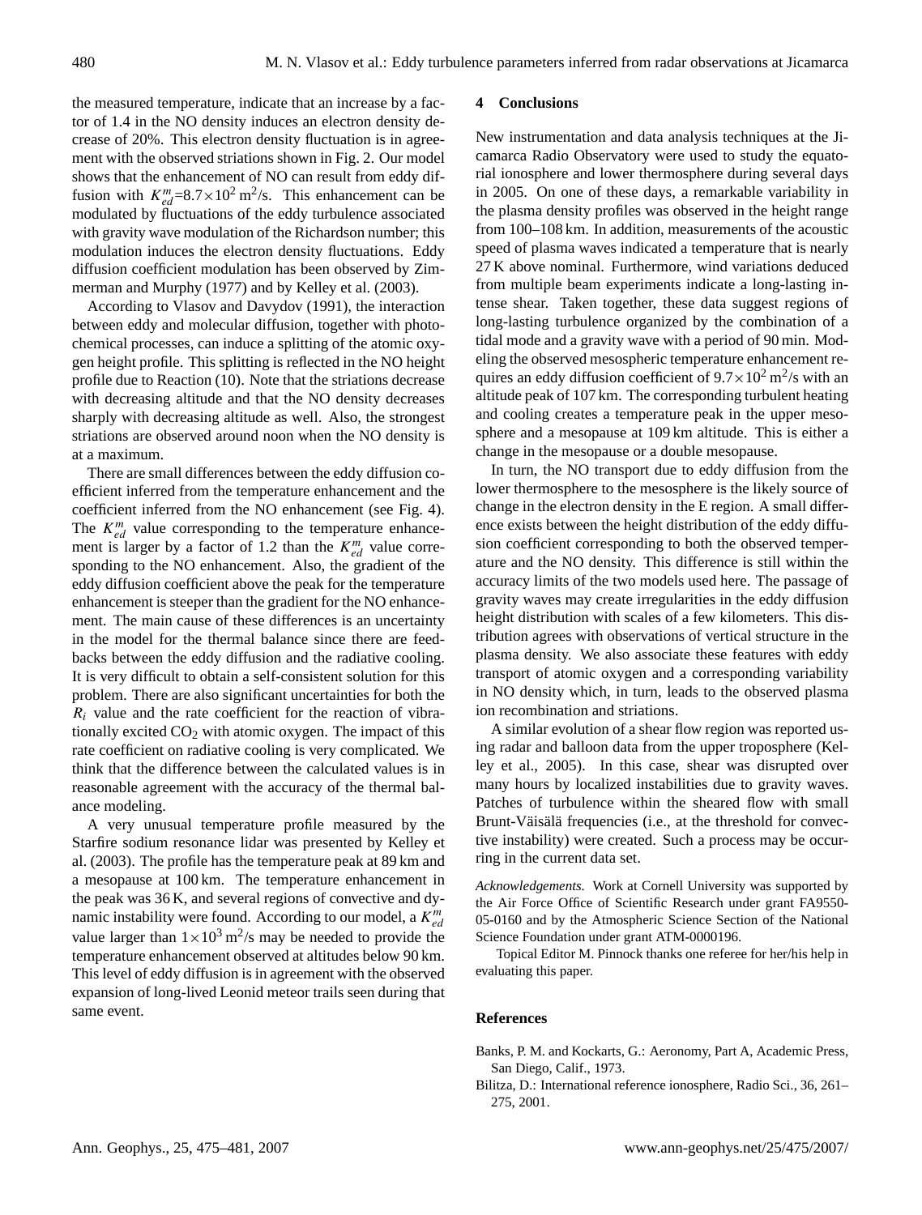the measured temperature, indicate that an increase by a factor of 1.4 in the NO density induces an electron density decrease of 20%. This electron density fluctuation is in agreement with the observed striations shown in Fig. 2. Our model shows that the enhancement of NO can result from eddy diffusion with $K_{ed}^{m}$=8.7×10$^{2}$ m$^{2}$/s. This enhancement can be modulated by fluctuations of the eddy turbulence associated with gravity wave modulation of the Richardson number; this modulation induces the electron density fluctuations. Eddy diffusion coefficient modulation has been observed by Zimmerman and Murphy (1977) and by Kelley et al. (2003).

According to Vlasov and Davydov (1991), the interaction between eddy and molecular diffusion, together with photochemical processes, can induce a splitting of the atomic oxygen height profile. This splitting is reflected in the NO height profile due to Reaction (10). Note that the striations decrease with decreasing altitude and that the NO density decreases sharply with decreasing altitude as well. Also, the strongest striations are observed around noon when the NO density is at a maximum.

There are small differences between the eddy diffusion coefficient inferred from the temperature enhancement and the coefficient inferred from the NO enhancement (see Fig. 4). The $K_{ed}^{m}$ value corresponding to the temperature enhancement is larger by a factor of 1.2 than the $K_{ed}^{m}$ value corresponding to the NO enhancement. Also, the gradient of the eddy diffusion coefficient above the peak for the temperature enhancement is steeper than the gradient for the NO enhancement. The main cause of these differences is an uncertainty in the model for the thermal balance since there are feedbacks between the eddy diffusion and the radiative cooling. It is very difficult to obtain a self-consistent solution for this problem. There are also significant uncertainties for both the $R_i$ value and the rate coefficient for the reaction of vibrationally excited $CO_2$ with atomic oxygen. The impact of this rate coefficient on radiative cooling is very complicated. We think that the difference between the calculated values is in reasonable agreement with the accuracy of the thermal balance modeling.

A very unusual temperature profile measured by the Starfire sodium resonance lidar was presented by Kelley et al. (2003). The profile has the temperature peak at 89 km and a mesopause at 100 km. The temperature enhancement in the peak was 36 K, and several regions of convective and dynamic instability were found. According to our model, a $K_{ed}^{m}$ value larger than $1\times10^{3}$ m$^{2}$/s may be needed to provide the temperature enhancement observed at altitudes below 90 km. This level of eddy diffusion is in agreement with the observed expansion of long-lived Leonid meteor trails seen during that same event.

## 4 Conclusions

New instrumentation and data analysis techniques at the Jicamarca Radio Observatory were used to study the equatorial ionosphere and lower thermosphere during several days in 2005. On one of these days, a remarkable variability in the plasma density profiles was observed in the height range from 100–108 km. In addition, measurements of the acoustic speed of plasma waves indicated a temperature that is nearly 27 K above nominal. Furthermore, wind variations deduced from multiple beam experiments indicate a long-lasting intense shear. Taken together, these data suggest regions of long-lasting turbulence organized by the combination of a tidal mode and a gravity wave with a period of 90 min. Modeling the observed mesospheric temperature enhancement requires an eddy diffusion coefficient of $9.7\times10^{2}$ m$^{2}$/s with an altitude peak of 107 km. The corresponding turbulent heating and cooling creates a temperature peak in the upper mesosphere and a mesopause at 109 km altitude. This is either a change in the mesopause or a double mesopause.

In turn, the NO transport due to eddy diffusion from the lower thermosphere to the mesosphere is the likely source of change in the electron density in the E region. A small difference exists between the height distribution of the eddy diffusion coefficient corresponding to both the observed temperature and the NO density. This difference is still within the accuracy limits of the two models used here. The passage of gravity waves may create irregularities in the eddy diffusion height distribution with scales of a few kilometers. This distribution agrees with observations of vertical structure in the plasma density. We also associate these features with eddy transport of atomic oxygen and a corresponding variability in NO density which, in turn, leads to the observed plasma ion recombination and striations.

A similar evolution of a shear flow region was reported using radar and balloon data from the upper troposphere (Kelley et al., 2005). In this case, shear was disrupted over many hours by localized instabilities due to gravity waves. Patches of turbulence within the sheared flow with small Brunt-Väisälä frequencies (i.e., at the threshold for convective instability) were created. Such a process may be occurring in the current data set.

*Acknowledgements.* Work at Cornell University was supported by the Air Force Office of Scientific Research under grant FA9550-05-0160 and by the Atmospheric Science Section of the National Science Foundation under grant ATM-0000196.

Topical Editor M. Pinnock thanks one referee for her/his help in evaluating this paper.

## References

Banks, P. M. and Kockarts, G.: Aeronomy, Part A, Academic Press, San Diego, Calif., 1973.

Bilitza, D.: International reference ionosphere, Radio Sci., 36, 261–275, 2001.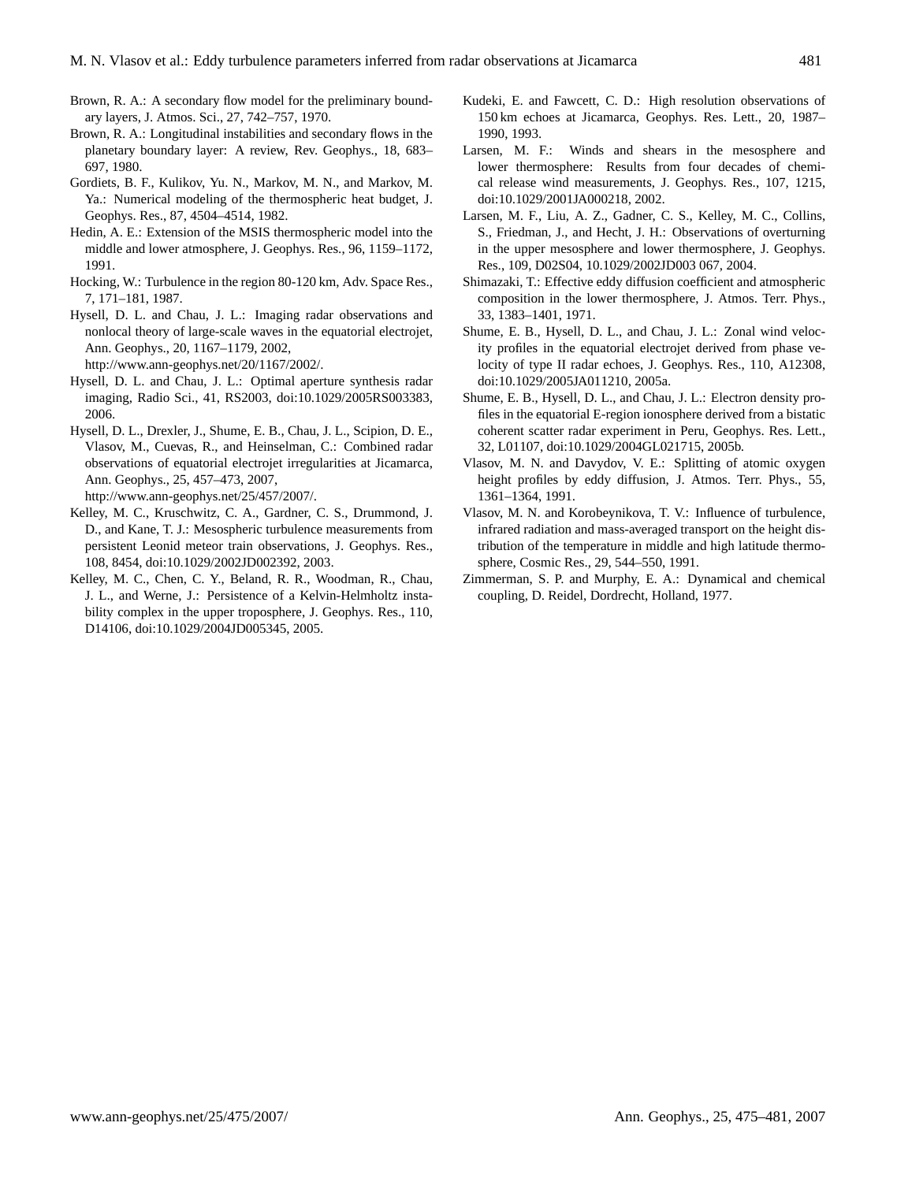Brown, R. A.: A secondary flow model for the preliminary boundary layers, J. Atmos. Sci., 27, 742–757, 1970.

Brown, R. A.: Longitudinal instabilities and secondary flows in the planetary boundary layer: A review, Rev. Geophys., 18, 683–697, 1980.

Gordiets, B. F., Kulikov, Yu. N., Markov, M. N., and Markov, M. Ya.: Numerical modeling of the thermospheric heat budget, J. Geophys. Res., 87, 4504–4514, 1982.

Hedin, A. E.: Extension of the MSIS thermospheric model into the middle and lower atmosphere, J. Geophys. Res., 96, 1159–1172, 1991.

Hocking, W.: Turbulence in the region 80-120 km, Adv. Space Res., 7, 171–181, 1987.

Hysell, D. L. and Chau, J. L.: Imaging radar observations and nonlocal theory of large-scale waves in the equatorial electrojet, Ann. Geophys., 20, 1167–1179, 2002, http://www.ann-geophys.net/20/1167/2002/.

Hysell, D. L. and Chau, J. L.: Optimal aperture synthesis radar imaging, Radio Sci., 41, RS2003, doi:10.1029/2005RS003383, 2006.

Hysell, D. L., Drexler, J., Shume, E. B., Chau, J. L., Scipion, D. E., Vlasov, M., Cuevas, R., and Heinselman, C.: Combined radar observations of equatorial electrojet irregularities at Jicamarca, Ann. Geophys., 25, 457–473, 2007, http://www.ann-geophys.net/25/457/2007/.

Kelley, M. C., Kruschwitz, C. A., Gardner, C. S., Drummond, J. D., and Kane, T. J.: Mesospheric turbulence measurements from persistent Leonid meteor train observations, J. Geophys. Res., 108, 8454, doi:10.1029/2002JD002392, 2003.

Kelley, M. C., Chen, C. Y., Beland, R. R., Woodman, R., Chau, J. L., and Werne, J.: Persistence of a Kelvin-Helmholtz instability complex in the upper troposphere, J. Geophys. Res., 110, D14106, doi:10.1029/2004JD005345, 2005.

Kudeki, E. and Fawcett, C. D.: High resolution observations of 150 km echoes at Jicamarca, Geophys. Res. Lett., 20, 1987–1990, 1993.

Larsen, M. F.: Winds and shears in the mesosphere and lower thermosphere: Results from four decades of chemical release wind measurements, J. Geophys. Res., 107, 1215, doi:10.1029/2001JA000218, 2002.

Larsen, M. F., Liu, A. Z., Gadner, C. S., Kelley, M. C., Collins, S., Friedman, J., and Hecht, J. H.: Observations of overturning in the upper mesosphere and lower thermosphere, J. Geophys. Res., 109, D02S04, 10.1029/2002JD003 067, 2004.

Shimazaki, T.: Effective eddy diffusion coefficient and atmospheric composition in the lower thermosphere, J. Atmos. Terr. Phys., 33, 1383–1401, 1971.

Shume, E. B., Hysell, D. L., and Chau, J. L.: Zonal wind velocity profiles in the equatorial electrojet derived from phase velocity of type II radar echoes, J. Geophys. Res., 110, A12308, doi:10.1029/2005JA011210, 2005a.

Shume, E. B., Hysell, D. L., and Chau, J. L.: Electron density profiles in the equatorial E-region ionosphere derived from a bistatic coherent scatter radar experiment in Peru, Geophys. Res. Lett., 32, L01107, doi:10.1029/2004GL021715, 2005b.

Vlasov, M. N. and Davydov, V. E.: Splitting of atomic oxygen height profiles by eddy diffusion, J. Atmos. Terr. Phys., 55, 1361–1364, 1991.

Vlasov, M. N. and Korobeynikova, T. V.: Influence of turbulence, infrared radiation and mass-averaged transport on the height distribution of the temperature in middle and high latitude thermosphere, Cosmic Res., 29, 544–550, 1991.

Zimmerman, S. P. and Murphy, E. A.: Dynamical and chemical coupling, D. Reidel, Dordrecht, Holland, 1977.